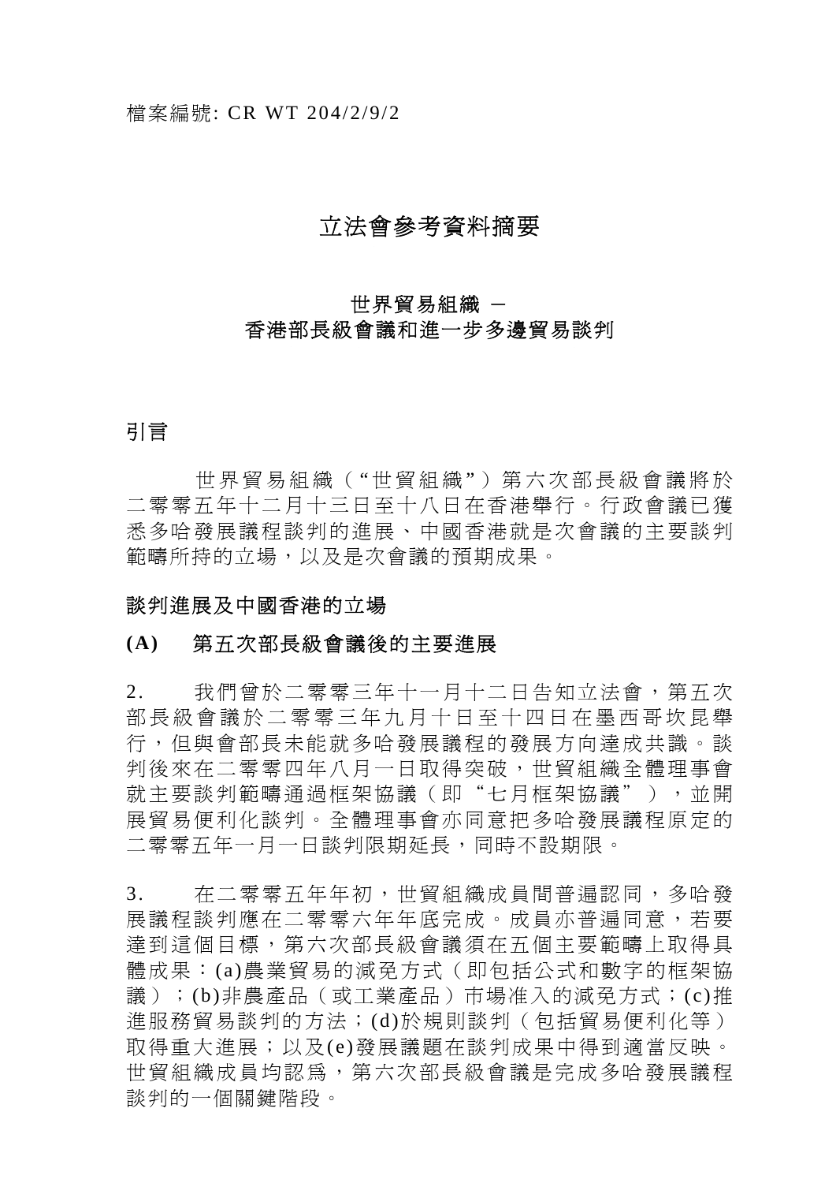檔案編號: CR WT 204/2/9/2

# 立法會參考資料摘要

## 世界貿易組織 –
## 香港部長級會議和進一步多邊貿易談判

## 引言

世界貿易組織（“世貿組織”）第六次部長級會議將於二零零五年十二月十三日至十八日在香港舉行。行政會議已獲悉多哈發展議程談判的進展、中國香港就是次會議的主要談判範疇所持的立場，以及是次會議的預期成果。

## 談判進展及中國香港的立場

### (A) 第五次部長級會議後的主要進展

2. 我們曾於二零零三年十一月十二日告知立法會，第五次部長級會議於二零零三年九月十日至十四日在墨西哥坎昆舉行，但與會部長未能就多哈發展議程的發展方向達成共識。談判後來在二零零四年八月一日取得突破，世貿組織全體理事會就主要談判範疇通過框架協議（即“七月框架協議”），並開展貿易便利化談判。全體理事會亦同意把多哈發展議程原定的二零零五年一月一日談判限期延長，同時不設期限。

3. 在二零零五年年初，世貿組織成員間普遍認同，多哈發展議程談判應在二零零六年年底完成。成員亦普遍同意，若要達到這個目標，第六次部長級會議須在五個主要範疇上取得具體成果：(a)農業貿易的減免方式（即包括公式和數字的框架協議）；(b)非農產品（或工業產品）市場准入的減免方式；(c)推進服務貿易談判的方法；(d)於規則談判（包括貿易便利化等）取得重大進展；以及(e)發展議題在談判成果中得到適當反映。世貿組織成員均認為，第六次部長級會議是完成多哈發展議程談判的一個關鍵階段。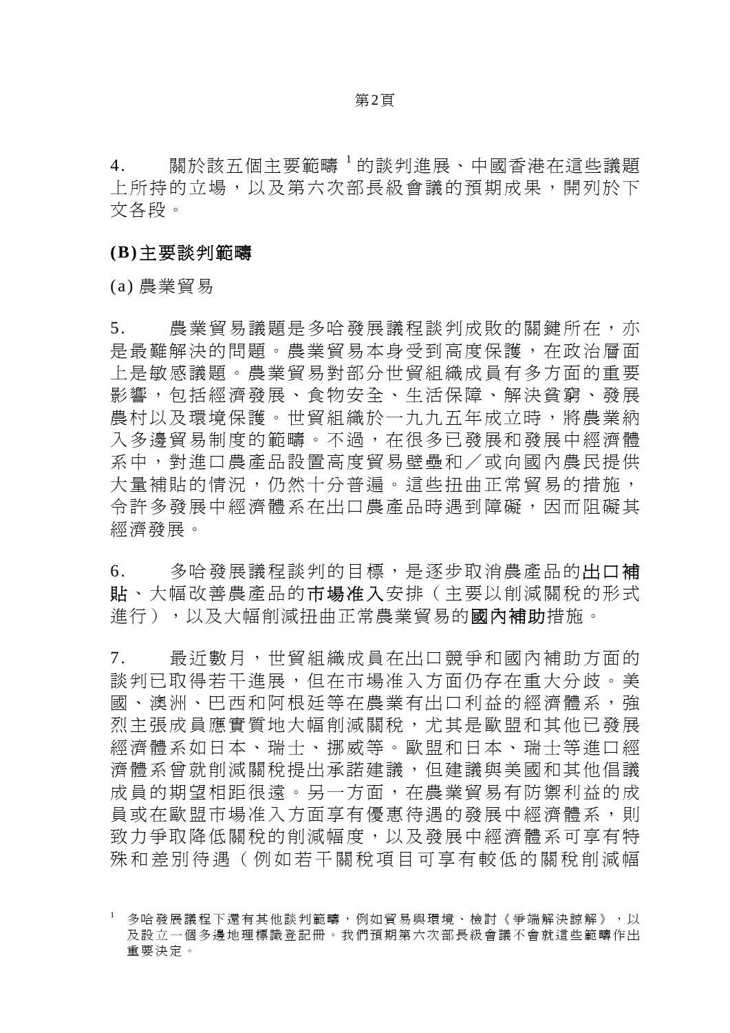4. 關於該五個主要範疇[1]的談判進展、中國香港在這些議題上所持的立場，以及第六次部長級會議的預期成果，開列於下文各段。

## (B) 主要談判範疇

(a) 農業貿易

5. 農業貿易議題是多哈發展議程談判成敗的關鍵所在，亦是最難解決的問題。農業貿易本身受到高度保護，在政治層面上是敏感議題。農業貿易對部分世貿組織成員有多方面的重要影響，包括經濟發展、食物安全、生活保障、解決貧窮、發展農村以及環境保護。世貿組織於一九九五年成立時，將農業納入多邊貿易制度的範疇。不過，在很多已發展和發展中經濟體系中，對進口農產品設置高度貿易壁壘和／或向國內農民提供大量補貼的情況，仍然十分普遍。這些扭曲正常貿易的措施，令許多發展中經濟體系在出口農產品時遇到障礙，因而阻礙其經濟發展。

6. 多哈發展議程談判的目標，是逐步取消農產品的**出口補貼**、大幅改善農產品的**市場准入**安排（主要以削減關稅的形式進行），以及大幅削減扭曲正常農業貿易的**國內補助**措施。

7. 最近數月，世貿組織成員在出口競爭和國內補助方面的談判已取得若干進展，但在市場准入方面仍存在重大分歧。美國、澳洲、巴西和阿根廷等在農業有出口利益的經濟體系，強烈主張成員應實質地大幅削減關稅，尤其是歐盟和其他已發展經濟體系如日本、瑞士、挪威等。歐盟和日本、瑞士等進口經濟體系曾就削減關稅提出承諾建議，但建議與美國和其他倡議成員的期望相距很遠。另一方面，在農業貿易有防禦利益的成員或在歐盟市場准入方面享有優惠待遇的發展中經濟體系，則致力爭取降低關稅的削減幅度，以及發展中經濟體系可享有特殊和差別待遇（例如若干關稅項目可享有較低的關稅削減幅

[1] 多哈發展議程下還有其他談判範疇，例如貿易與環境、檢討《爭端解決諒解》，以及設立一個多邊地理標識登記冊。我們預期第六次部長級會議不會就這些範疇作出重要決定。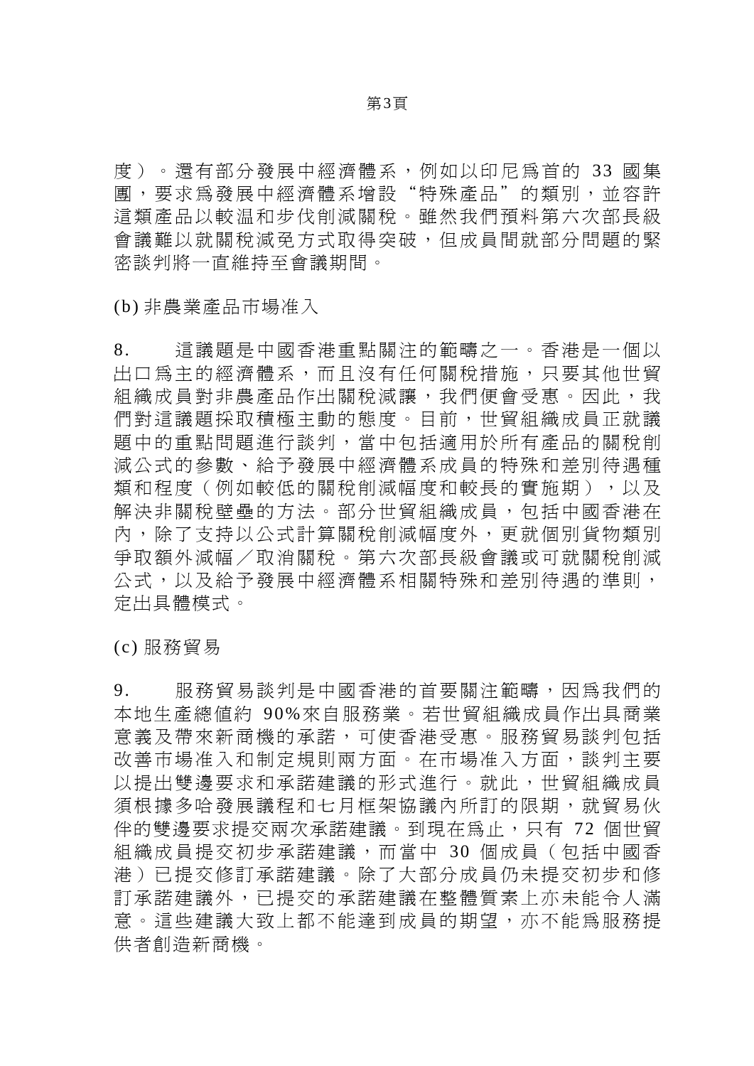度）。還有部分發展中經濟體系，例如以印尼爲首的 33 國集團，要求爲發展中經濟體系增設“特殊產品”的類別，並容許這類產品以較温和步伐削減關稅。雖然我們預料第六次部長級會議難以就關稅減免方式取得突破，但成員間就部分問題的緊密談判將一直維持至會議期間。

(b) 非農業產品市場准入

8. 這議題是中國香港重點關注的範疇之一。香港是一個以出口爲主的經濟體系，而且沒有任何關稅措施，只要其他世貿組織成員對非農產品作出關稅減讓，我們便會受惠。因此，我們對這議題採取積極主動的態度。目前，世貿組織成員正就議題中的重點問題進行談判，當中包括適用於所有產品的關稅削減公式的參數、給予發展中經濟體系成員的特殊和差別待遇種類和程度（例如較低的關稅削減幅度和較長的實施期），以及解決非關稅壁壘的方法。部分世貿組織成員，包括中國香港在內，除了支持以公式計算關稅削減幅度外，更就個別貨物類別爭取額外減幅／取消關稅。第六次部長級會議或可就關稅削減公式，以及給予發展中經濟體系相關特殊和差別待遇的準則，定出具體模式。

(c) 服務貿易

9. 服務貿易談判是中國香港的首要關注範疇，因爲我們的本地生產總值約 90%來自服務業。若世貿組織成員作出具商業意義及帶來新商機的承諾，可使香港受惠。服務貿易談判包括改善市場准入和制定規則兩方面。在市場准入方面，談判主要以提出雙邊要求和承諾建議的形式進行。就此，世貿組織成員須根據多哈發展議程和七月框架協議內所訂的限期，就貿易伙伴的雙邊要求提交兩次承諾建議。到現在爲止，只有 72 個世貿組織成員提交初步承諾建議，而當中 30 個成員（包括中國香港）已提交修訂承諾建議。除了大部分成員仍未提交初步和修訂承諾建議外，已提交的承諾建議在整體質素上亦未能令人滿意。這些建議大致上都不能達到成員的期望，亦不能爲服務提供者創造新商機。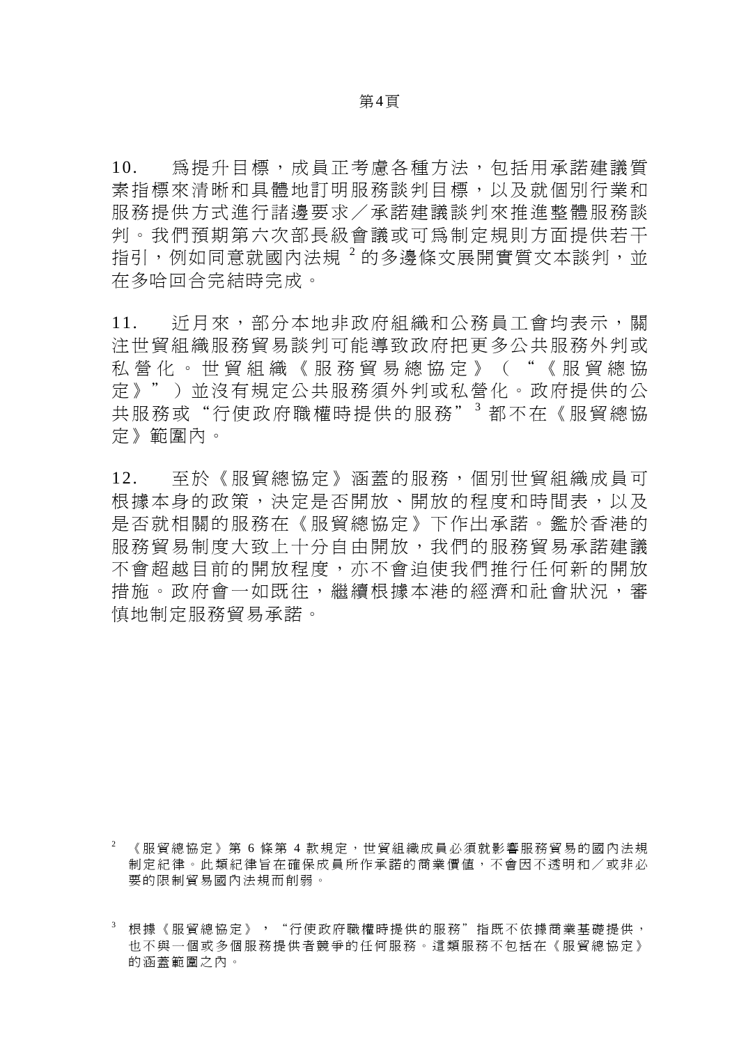10.　為提升目標，成員正考慮各種方法，包括用承諾建議質素指標來清晰和具體地訂明服務談判目標，以及就個別行業和服務提供方式進行諸邊要求／承諾建議談判來推進整體服務談判。我們預期第六次部長級會議或可為制定規則方面提供若干指引，例如同意就國內法規[2]的多邊條文展開實質文本談判，並在多哈回合完結時完成。

11.　近月來，部分本地非政府組織和公務員工會均表示，關注世貿組織服務貿易談判可能導致政府把更多公共服務外判或私營化。世貿組織《服務貿易總協定》（“《服貿總協定》”）並沒有規定公共服務須外判或私營化。政府提供的公共服務或“行使政府職權時提供的服務”[3]都不在《服貿總協定》範圍內。

12.　至於《服貿總協定》涵蓋的服務，個別世貿組織成員可根據本身的政策，決定是否開放、開放的程度和時間表，以及是否就相關的服務在《服貿總協定》下作出承諾。鑑於香港的服務貿易制度大致上十分自由開放，我們的服務貿易承諾建議不會超越目前的開放程度，亦不會迫使我們推行任何新的開放措施。政府會一如既往，繼續根據本港的經濟和社會狀況，審慎地制定服務貿易承諾。

[2] 《服貿總協定》第 6 條第 4 款規定，世貿組織成員必須就影響服務貿易的國內法規制定紀律。此類紀律旨在確保成員所作承諾的商業價值，不會因不透明和／或非必要的限制貿易國內法規而削弱。

[3] 根據《服貿總協定》，“行使政府職權時提供的服務”指既不依據商業基礎提供，也不與一個或多個服務提供者競爭的任何服務。這類服務不包括在《服貿總協定》的涵蓋範圍之內。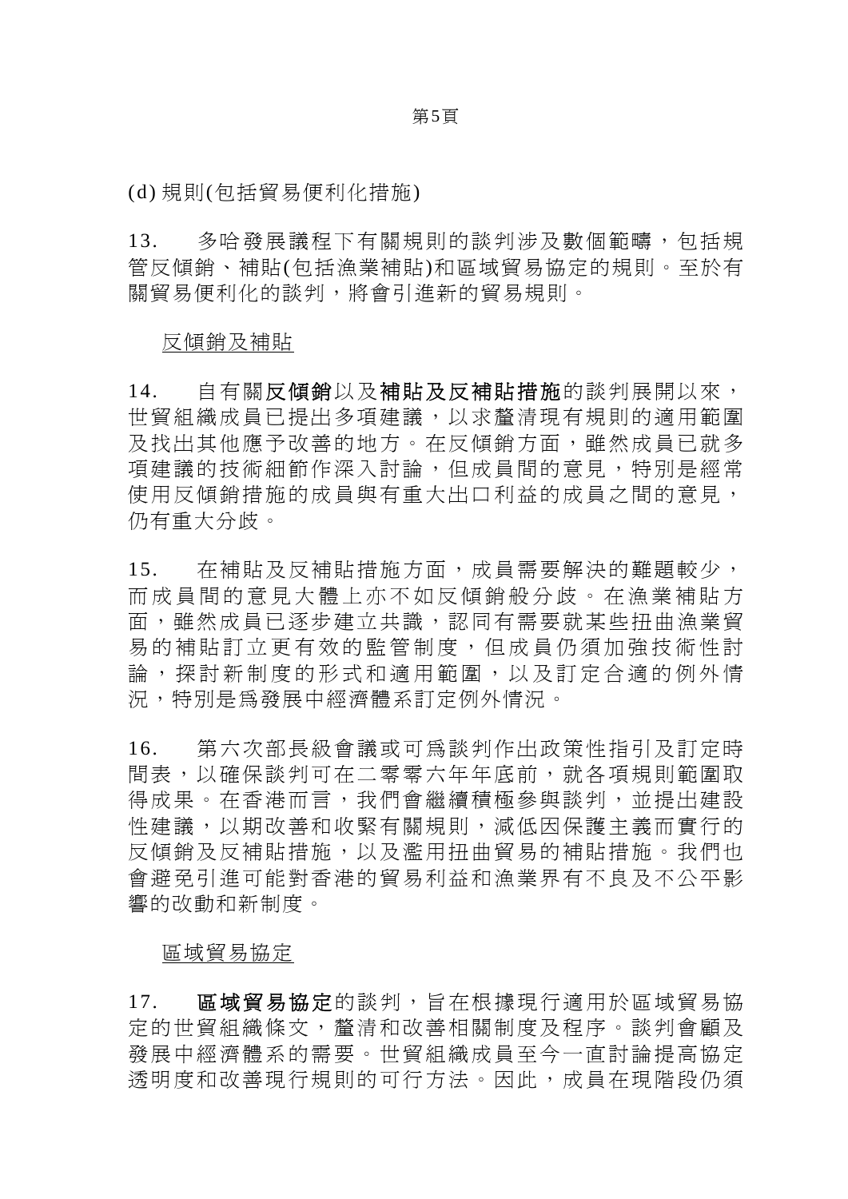(d) 規則(包括貿易便利化措施)

13. 多哈發展議程下有關規則的談判涉及數個範疇，包括規管反傾銷、補貼(包括漁業補貼)和區域貿易協定的規則。至於有關貿易便利化的談判，將會引進新的貿易規則。

反傾銷及補貼

14. 自有關**反傾銷**以及**補貼及反補貼措施**的談判展開以來，世貿組織成員已提出多項建議，以求釐清現有規則的適用範圍及找出其他應予改善的地方。在反傾銷方面，雖然成員已就多項建議的技術細節作深入討論，但成員間的意見，特別是經常使用反傾銷措施的成員與有重大出口利益的成員之間的意見，仍有重大分歧。

15. 在補貼及反補貼措施方面，成員需要解決的難題較少，而成員間的意見大體上亦不如反傾銷般分歧。在漁業補貼方面，雖然成員已逐步建立共識，認同有需要就某些扭曲漁業貿易的補貼訂立更有效的監管制度，但成員仍須加強技術性討論，探討新制度的形式和適用範圍，以及訂定合適的例外情況，特別是爲發展中經濟體系訂定例外情況。

16. 第六次部長級會議或可爲談判作出政策性指引及訂定時間表，以確保談判可在二零零六年年底前，就各項規則範圍取得成果。在香港而言，我們會繼續積極參與談判，並提出建設性建議，以期改善和收緊有關規則，減低因保護主義而實行的反傾銷及反補貼措施，以及濫用扭曲貿易的補貼措施。我們也會避免引進可能對香港的貿易利益和漁業界有不良及不公平影響的改動和新制度。

區域貿易協定

17. **區域貿易協定**的談判，旨在根據現行適用於區域貿易協定的世貿組織條文，釐清和改善相關制度及程序。談判會顧及發展中經濟體系的需要。世貿組織成員至今一直討論提高協定透明度和改善現行規則的可行方法。因此，成員在現階段仍須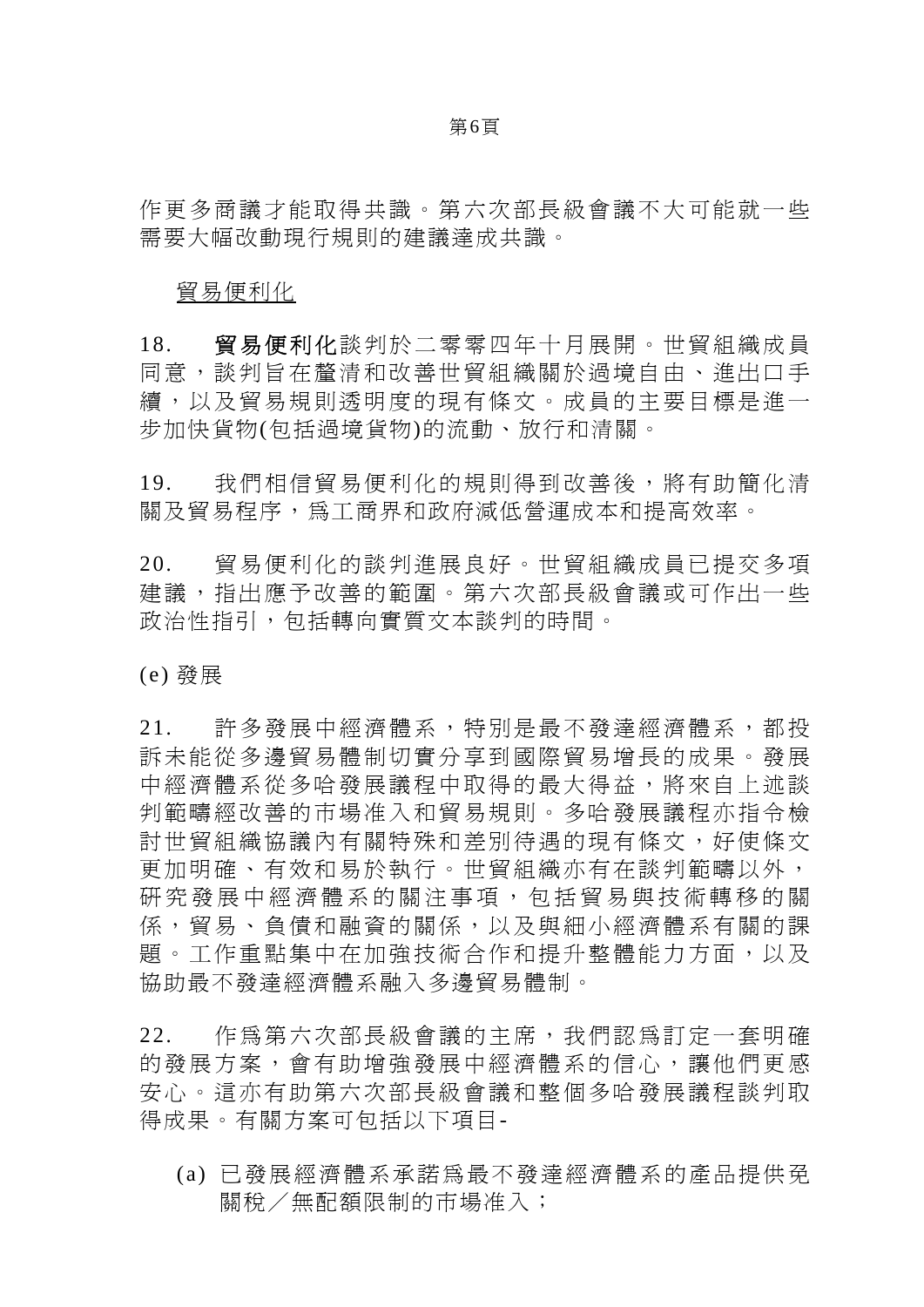作更多商議才能取得共識。第六次部長級會議不大可能就一些需要大幅改動現行規則的建議達成共識。

貿易便利化

18. **貿易便利化**談判於二零零四年十月展開。世貿組織成員同意，談判旨在釐清和改善世貿組織關於過境自由、進出口手續，以及貿易規則透明度的現有條文。成員的主要目標是進一步加快貨物(包括過境貨物)的流動、放行和清關。

19. 我們相信貿易便利化的規則得到改善後，將有助簡化清關及貿易程序，為工商界和政府減低營運成本和提高效率。

20. 貿易便利化的談判進展良好。世貿組織成員已提交多項建議，指出應予改善的範圍。第六次部長級會議或可作出一些政治性指引，包括轉向實質文本談判的時間。

(e) 發展

21. 許多發展中經濟體系，特別是最不發達經濟體系，都投訴未能從多邊貿易體制切實分享到國際貿易增長的成果。發展中經濟體系從多哈發展議程中取得的最大得益，將來自上述談判範疇經改善的市場准入和貿易規則。多哈發展議程亦指令檢討世貿組織協議內有關特殊和差別待遇的現有條文，好使條文更加明確、有效和易於執行。世貿組織亦有在談判範疇以外，研究發展中經濟體系的關注事項，包括貿易與技術轉移的關係，貿易、負債和融資的關係，以及與細小經濟體系有關的課題。工作重點集中在加強技術合作和提升整體能力方面，以及協助最不發達經濟體系融入多邊貿易體制。

22. 作為第六次部長級會議的主席，我們認為訂定一套明確的發展方案，會有助增強發展中經濟體系的信心，讓他們更感安心。這亦有助第六次部長級會議和整個多哈發展議程談判取得成果。有關方案可包括以下項目-

(a) 已發展經濟體系承諾為最不發達經濟體系的產品提供免關稅／無配額限制的市場准入；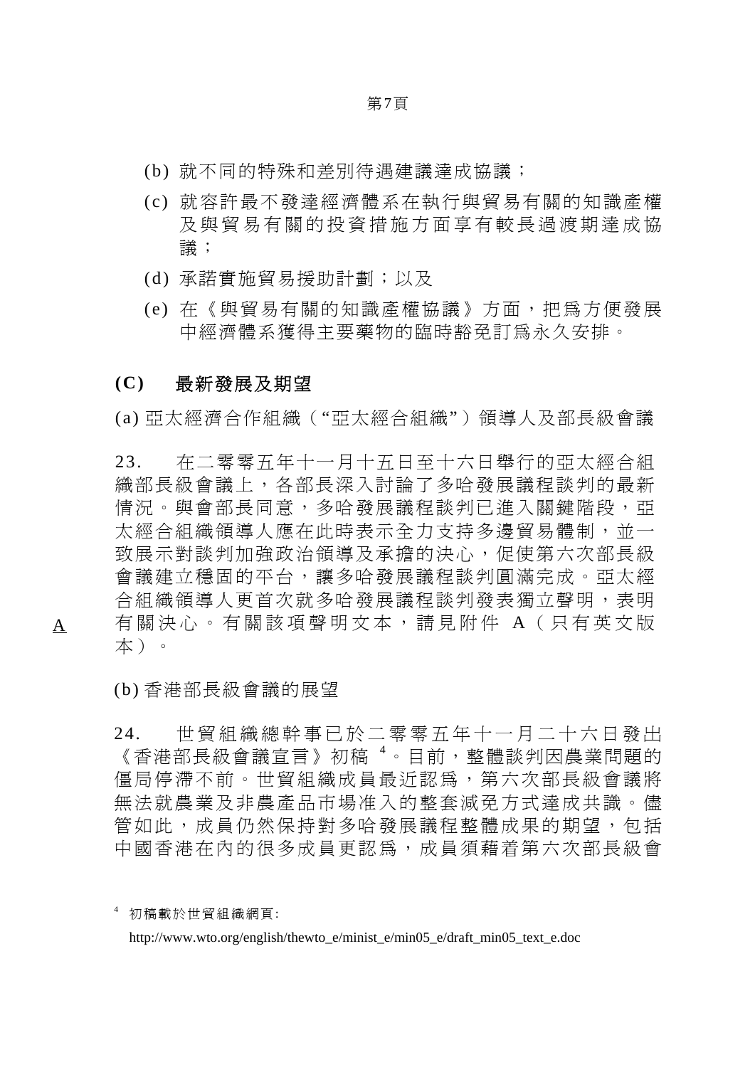(b) 就不同的特殊和差別待遇建議達成協議；

(c) 就容許最不發達經濟體系在執行與貿易有關的知識產權及與貿易有關的投資措施方面享有較長過渡期達成協議；

(d) 承諾實施貿易援助計劃；以及

(e) 在《與貿易有關的知識產權協議》方面，把為方便發展中經濟體系獲得主要藥物的臨時豁免訂為永久安排。

## (C) 最新發展及期望

(a) 亞太經濟合作組織（“亞太經合組織”）領導人及部長級會議

23. 在二零零五年十一月十五日至十六日舉行的亞太經合組織部長級會議上，各部長深入討論了多哈發展議程談判的最新情況。與會部長同意，多哈發展議程談判已進入關鍵階段，亞太經合組織領導人應在此時表示全力支持多邊貿易體制，並一致展示對談判加強政治領導及承擔的決心，促使第六次部長級會議建立穩固的平台，讓多哈發展議程談判圓滿完成。亞太經合組織領導人更首次就多哈發展議程談判發表獨立聲明，表明有關決心。有關該項聲明文本，請見附件 A（只有英文版本）。

A

(b) 香港部長級會議的展望

24. 世貿組織總幹事已於二零零五年十一月二十六日發出《香港部長級會議宣言》初稿 [4]。目前，整體談判因農業問題的僵局停滯不前。世貿組織成員最近認為，第六次部長級會議將無法就農業及非農產品市場准入的整套減免方式達成共識。儘管如此，成員仍然保持對多哈發展議程整體成果的期望，包括中國香港在內的很多成員更認為，成員須藉着第六次部長級會

[4] 初稿載於世貿組織網頁:

http://www.wto.org/english/thewto_e/minist_e/min05_e/draft_min05_text_e.doc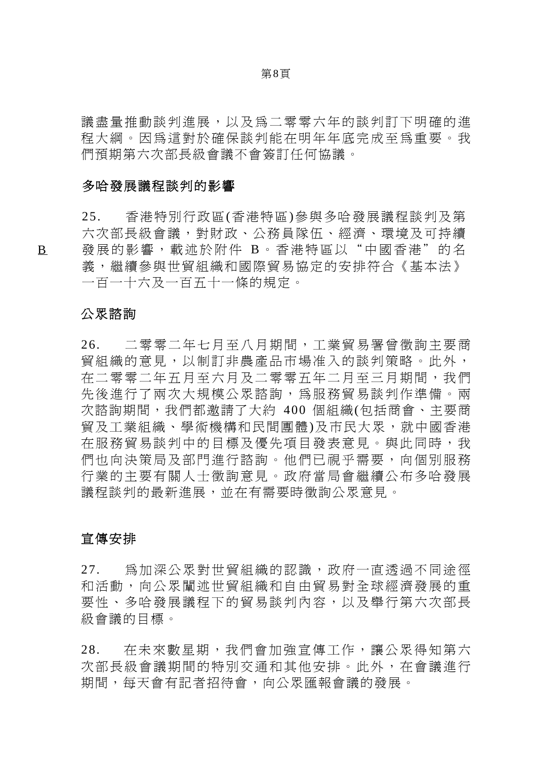議盡量推動談判進展，以及為二零零六年的談判訂下明確的進程大綱。因為這對於確保談判能在明年年底完成至為重要。我們預期第六次部長級會議不會簽訂任何協議。

## 多哈發展議程談判的影響

25. 香港特別行政區(香港特區)參與多哈發展議程談判及第六次部長級會議，對財政、公務員隊伍、經濟、環境及可持續發展的影響，載述於附件 B。香港特區以“中國香港”的名義，繼續參與世貿組織和國際貿易協定的安排符合《基本法》一百一十六及一百五十一條的規定。

B

## 公眾諮詢

26. 二零零二年七月至八月期間，工業貿易署曾徵詢主要商貿組織的意見，以制訂非農產品市場准入的談判策略。此外，在二零零二年五月至六月及二零零五年二月至三月期間，我們先後進行了兩次大規模公眾諮詢，為服務貿易談判作準備。兩次諮詢期間，我們都邀請了大約 400 個組織(包括商會、主要商貿及工業組織、學術機構和民間團體)及市民大眾，就中國香港在服務貿易談判中的目標及優先項目發表意見。與此同時，我們也向決策局及部門進行諮詢。他們已視乎需要，向個別服務行業的主要有關人士徵詢意見。政府當局會繼續公布多哈發展議程談判的最新進展，並在有需要時徵詢公眾意見。

## 宣傳安排

27. 為加深公眾對世貿組織的認識，政府一直透過不同途徑和活動，向公眾闡述世貿組織和自由貿易對全球經濟發展的重要性、多哈發展議程下的貿易談判內容，以及舉行第六次部長級會議的目標。

28. 在未來數星期，我們會加強宣傳工作，讓公眾得知第六次部長級會議期間的特別交通和其他安排。此外，在會議進行期間，每天會有記者招待會，向公眾匯報會議的發展。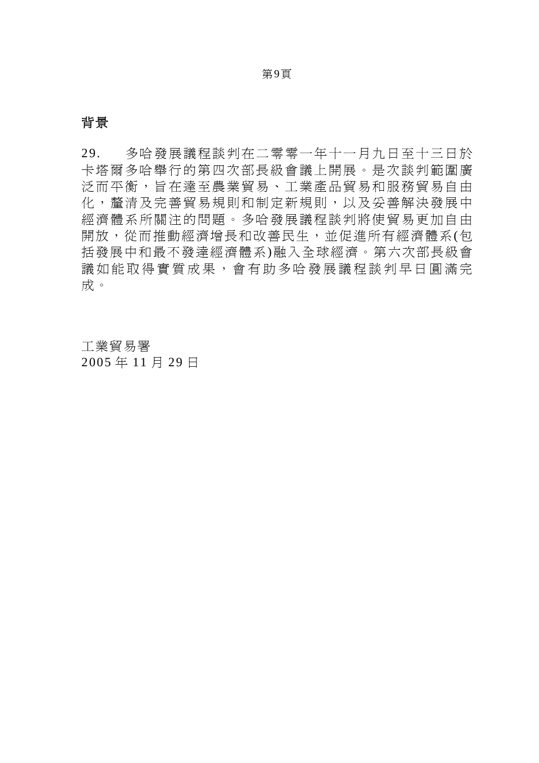## 背景

29. 多哈發展議程談判在二零零一年十一月九日至十三日於卡塔爾多哈舉行的第四次部長級會議上開展。是次談判範圍廣泛而平衡，旨在達至農業貿易、工業產品貿易和服務貿易自由化，釐清及完善貿易規則和制定新規則，以及妥善解決發展中經濟體系所關注的問題。多哈發展議程談判將使貿易更加自由開放，從而推動經濟增長和改善民生，並促進所有經濟體系(包括發展中和最不發達經濟體系)融入全球經濟。第六次部長級會議如能取得實質成果，會有助多哈發展議程談判早日圓滿完成。

工業貿易署
2005 年 11 月 29 日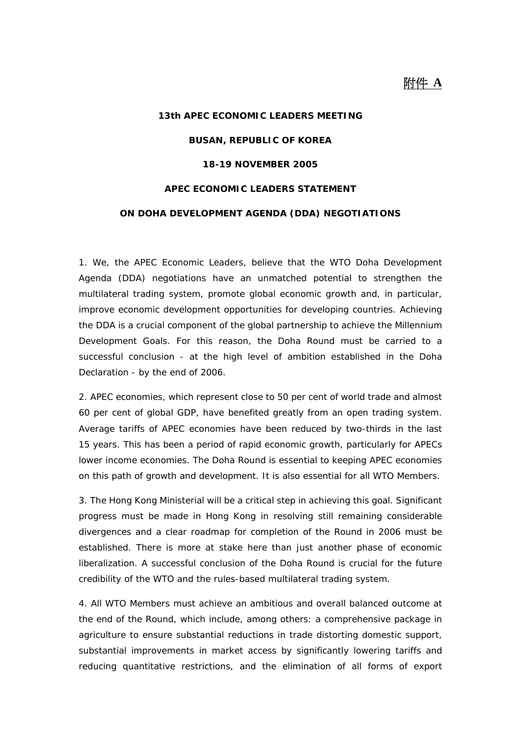附件 A

**13th APEC ECONOMIC LEADERS MEETING**

**BUSAN, REPUBLIC OF KOREA**

**18-19 NOVEMBER 2005**

**APEC ECONOMIC LEADERS STATEMENT**

**ON DOHA DEVELOPMENT AGENDA (DDA) NEGOTIATIONS**

1. We, the APEC Economic Leaders, believe that the WTO Doha Development Agenda (DDA) negotiations have an unmatched potential to strengthen the multilateral trading system, promote global economic growth and, in particular, improve economic development opportunities for developing countries. Achieving the DDA is a crucial component of the global partnership to achieve the Millennium Development Goals. For this reason, the Doha Round must be carried to a successful conclusion - at the high level of ambition established in the Doha Declaration - by the end of 2006.

2. APEC economies, which represent close to 50 per cent of world trade and almost 60 per cent of global GDP, have benefited greatly from an open trading system. Average tariffs of APEC economies have been reduced by two-thirds in the last 15 years. This has been a period of rapid economic growth, particularly for APECs lower income economies. The Doha Round is essential to keeping APEC economies on this path of growth and development. It is also essential for all WTO Members.

3. The Hong Kong Ministerial will be a critical step in achieving this goal. Significant progress must be made in Hong Kong in resolving still remaining considerable divergences and a clear roadmap for completion of the Round in 2006 must be established. There is more at stake here than just another phase of economic liberalization. A successful conclusion of the Doha Round is crucial for the future credibility of the WTO and the rules-based multilateral trading system.

4. All WTO Members must achieve an ambitious and overall balanced outcome at the end of the Round, which include, among others: a comprehensive package in agriculture to ensure substantial reductions in trade distorting domestic support, substantial improvements in market access by significantly lowering tariffs and reducing quantitative restrictions, and the elimination of all forms of export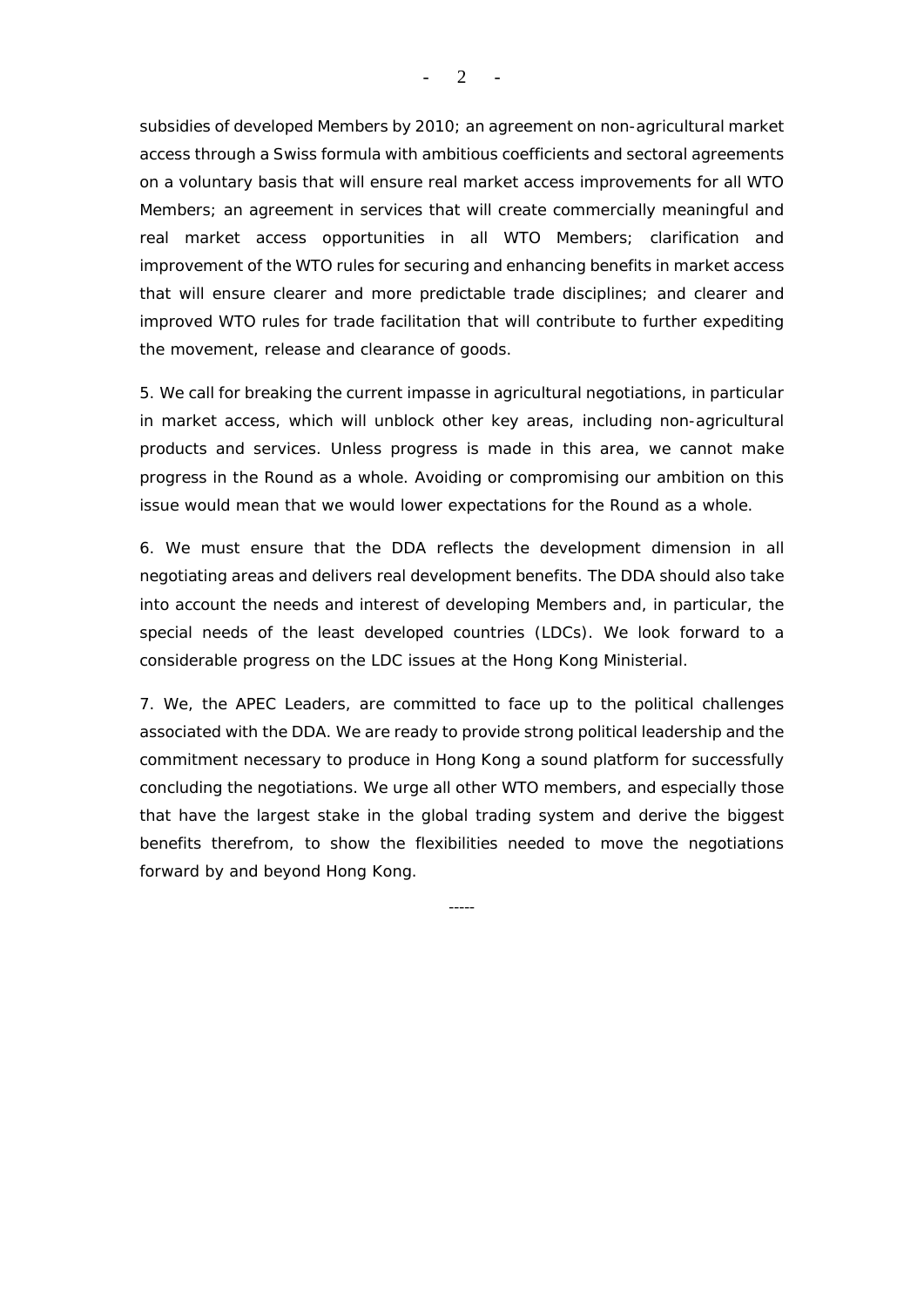subsidies of developed Members by 2010; an agreement on non-agricultural market access through a Swiss formula with ambitious coefficients and sectoral agreements on a voluntary basis that will ensure real market access improvements for all WTO Members; an agreement in services that will create commercially meaningful and real market access opportunities in all WTO Members; clarification and improvement of the WTO rules for securing and enhancing benefits in market access that will ensure clearer and more predictable trade disciplines; and clearer and improved WTO rules for trade facilitation that will contribute to further expediting the movement, release and clearance of goods.

5. We call for breaking the current impasse in agricultural negotiations, in particular in market access, which will unblock other key areas, including non-agricultural products and services. Unless progress is made in this area, we cannot make progress in the Round as a whole. Avoiding or compromising our ambition on this issue would mean that we would lower expectations for the Round as a whole.

6. We must ensure that the DDA reflects the development dimension in all negotiating areas and delivers real development benefits. The DDA should also take into account the needs and interest of developing Members and, in particular, the special needs of the least developed countries (LDCs). We look forward to a considerable progress on the LDC issues at the Hong Kong Ministerial.

7. We, the APEC Leaders, are committed to face up to the political challenges associated with the DDA. We are ready to provide strong political leadership and the commitment necessary to produce in Hong Kong a sound platform for successfully concluding the negotiations. We urge all other WTO members, and especially those that have the largest stake in the global trading system and derive the biggest benefits therefrom, to show the flexibilities needed to move the negotiations forward by and beyond Hong Kong.

-----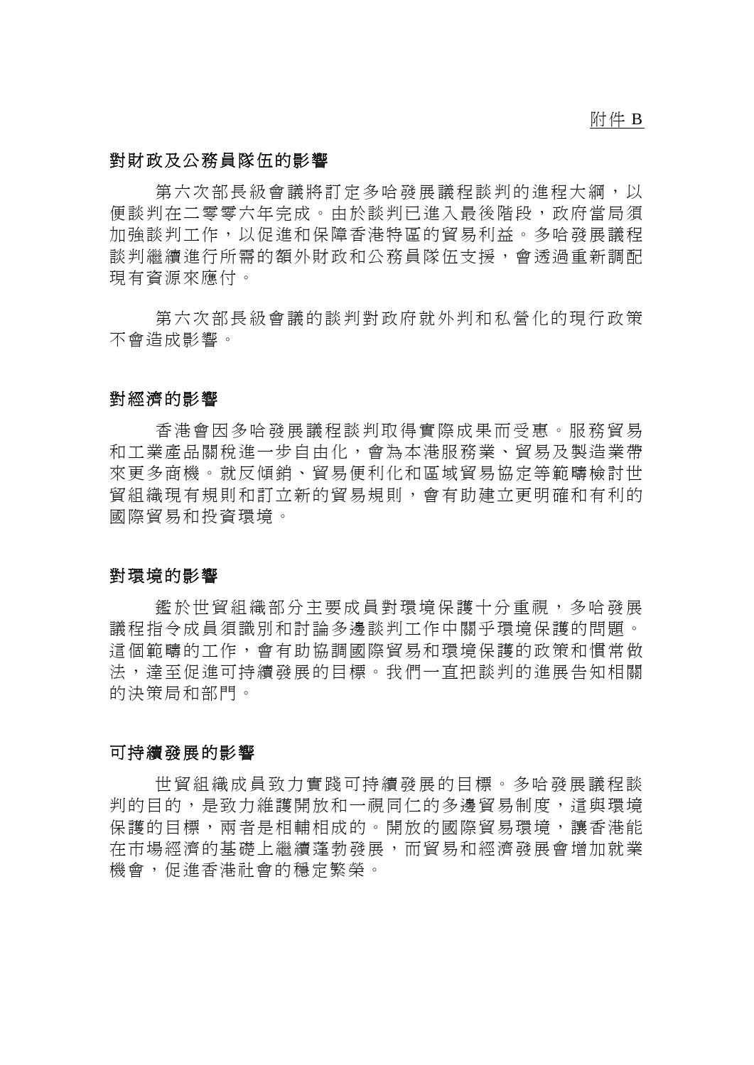附件 B

## 對財政及公務員隊伍的影響

第六次部長級會議將訂定多哈發展議程談判的進程大綱，以便談判在二零零六年完成。由於談判已進入最後階段，政府當局須加強談判工作，以促進和保障香港特區的貿易利益。多哈發展議程談判繼續進行所需的額外財政和公務員隊伍支援，會透過重新調配現有資源來應付。

第六次部長級會議的談判對政府就外判和私營化的現行政策不會造成影響。

## 對經濟的影響

香港會因多哈發展議程談判取得實際成果而受惠。服務貿易和工業產品關稅進一步自由化，會為本港服務業、貿易及製造業帶來更多商機。就反傾銷、貿易便利化和區域貿易協定等範疇檢討世貿組織現有規則和訂立新的貿易規則，會有助建立更明確和有利的國際貿易和投資環境。

## 對環境的影響

鑑於世貿組織部分主要成員對環境保護十分重視，多哈發展議程指令成員須識別和討論多邊談判工作中關乎環境保護的問題。這個範疇的工作，會有助協調國際貿易和環境保護的政策和慣常做法，達至促進可持續發展的目標。我們一直把談判的進展告知相關的決策局和部門。

## 可持續發展的影響

世貿組織成員致力實踐可持續發展的目標。多哈發展議程談判的目的，是致力維護開放和一視同仁的多邊貿易制度，這與環境保護的目標，兩者是相輔相成的。開放的國際貿易環境，讓香港能在市場經濟的基礎上繼續蓬勃發展，而貿易和經濟發展會增加就業機會，促進香港社會的穩定繁榮。